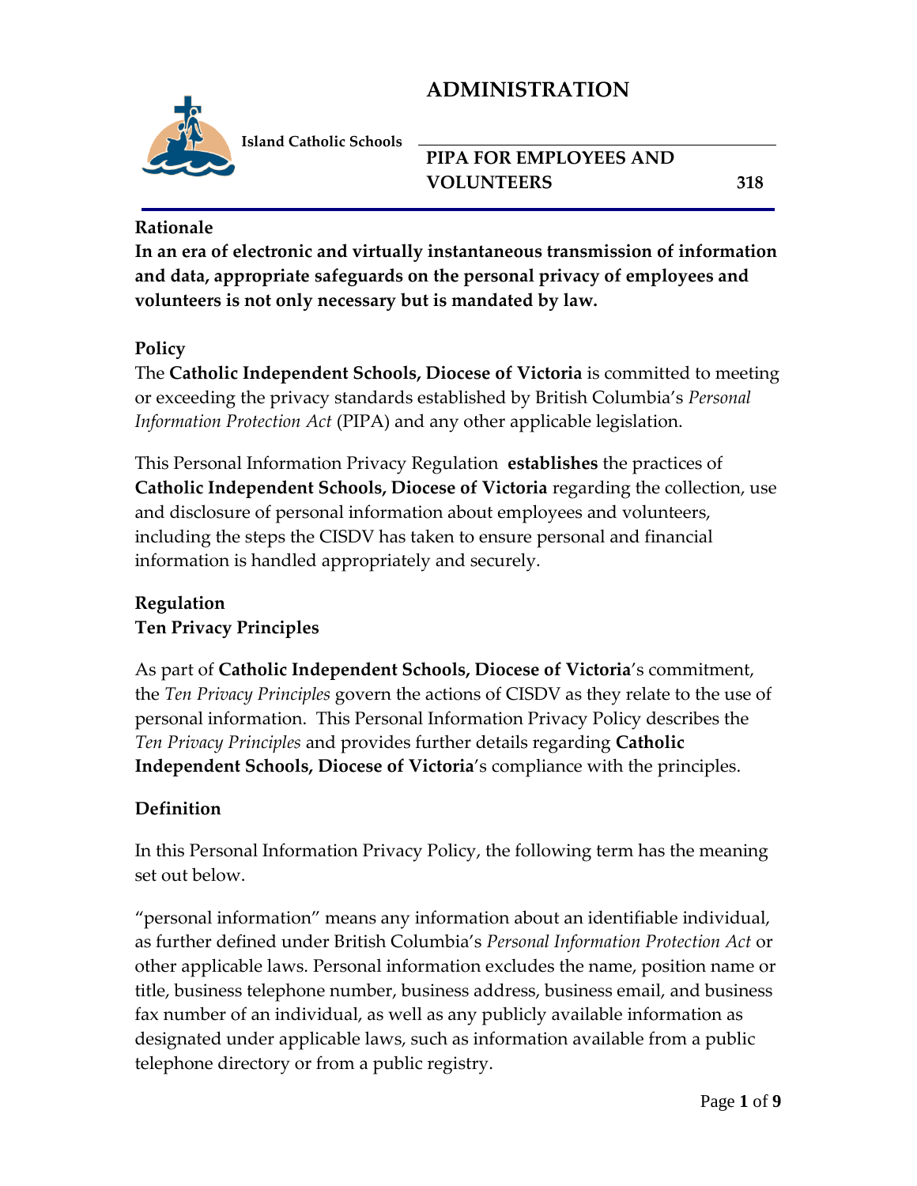# ADMINISTRATION

**Island Catholic Schools**

## PIPA FOR EMPLOYEES AND VOLUNTEERS 318

**Rationale**

**In an era of electronic and virtually instantaneous transmission of information and data, appropriate safeguards on the personal privacy of employees and volunteers is not only necessary but is mandated by law.**

**Policy**

The **Catholic Independent Schools, Diocese of Victoria** is committed to meeting or exceeding the privacy standards established by British Columbia's *Personal Information Protection Act* (PIPA) and any other applicable legislation.

This Personal Information Privacy Regulation **establishes** the practices of **Catholic Independent Schools, Diocese of Victoria** regarding the collection, use and disclosure of personal information about employees and volunteers, including the steps the CISDV has taken to ensure personal and financial information is handled appropriately and securely.

**Regulation**

**Ten Privacy Principles**

As part of **Catholic Independent Schools, Diocese of Victoria**'s commitment, the *Ten Privacy Principles* govern the actions of CISDV as they relate to the use of personal information. This Personal Information Privacy Policy describes the *Ten Privacy Principles* and provides further details regarding **Catholic Independent Schools, Diocese of Victoria**'s compliance with the principles.

**Definition**

In this Personal Information Privacy Policy, the following term has the meaning set out below.

"personal information" means any information about an identifiable individual, as further defined under British Columbia's *Personal Information Protection Act* or other applicable laws. Personal information excludes the name, position name or title, business telephone number, business address, business email, and business fax number of an individual, as well as any publicly available information as designated under applicable laws, such as information available from a public telephone directory or from a public registry.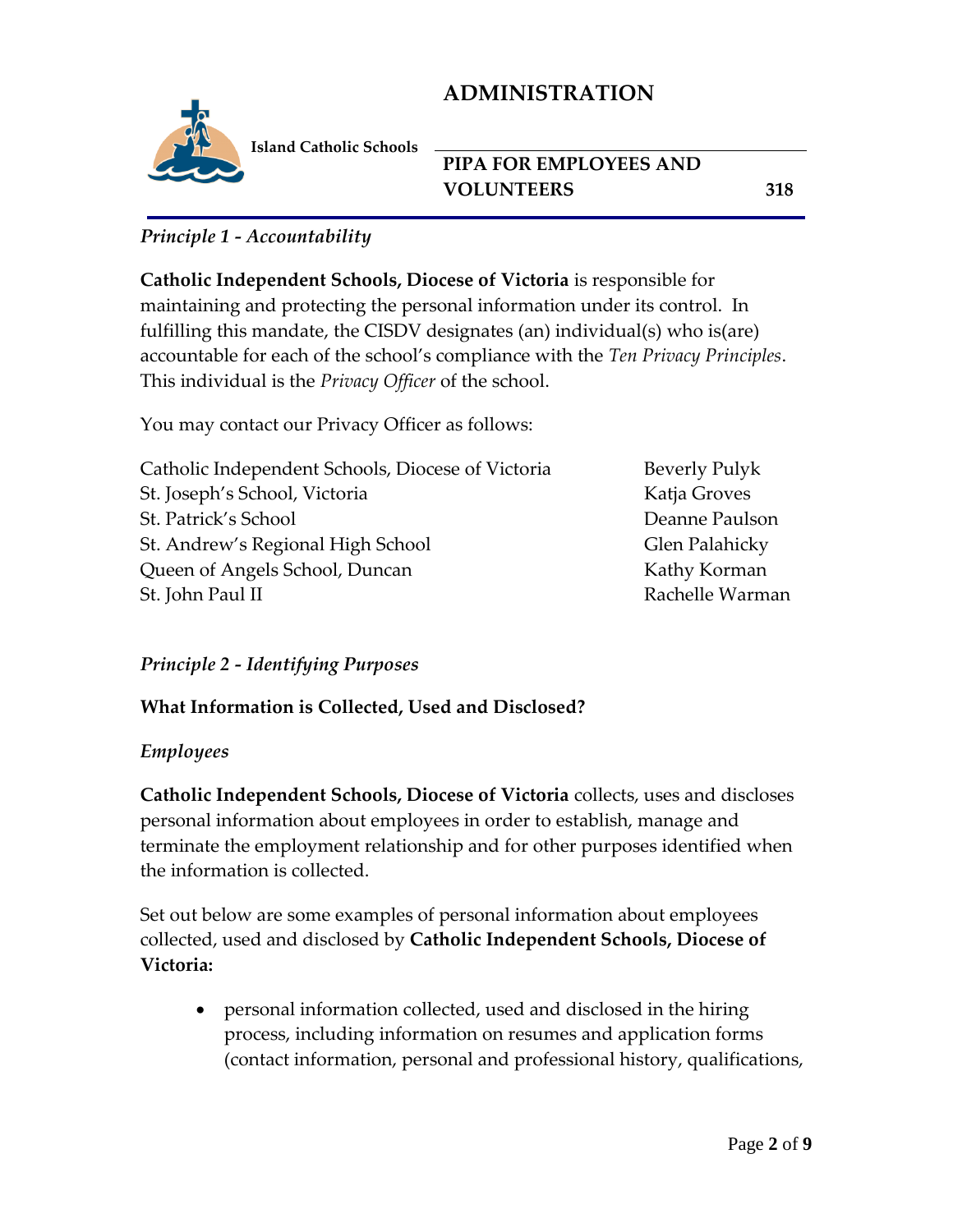*Principle 1 - Accountability*

**Catholic Independent Schools, Diocese of Victoria** is responsible for maintaining and protecting the personal information under its control. In fulfilling this mandate, the CISDV designates (an) individual(s) who is(are) accountable for each of the school's compliance with the *Ten Privacy Principles*. This individual is the *Privacy Officer* of the school.

You may contact our Privacy Officer as follows:

| | |
|---|---|
| Catholic Independent Schools, Diocese of Victoria | Beverly Pulyk |
| St. Joseph's School, Victoria | Katja Groves |
| St. Patrick's School | Deanne Paulson |
| St. Andrew's Regional High School | Glen Palahicky |
| Queen of Angels School, Duncan | Kathy Korman |
| St. John Paul II | Rachelle Warman |

*Principle 2 - Identifying Purposes*

**What Information is Collected, Used and Disclosed?**

*Employees*

**Catholic Independent Schools, Diocese of Victoria** collects, uses and discloses personal information about employees in order to establish, manage and terminate the employment relationship and for other purposes identified when the information is collected.

Set out below are some examples of personal information about employees collected, used and disclosed by **Catholic Independent Schools, Diocese of Victoria:**

- personal information collected, used and disclosed in the hiring process, including information on resumes and application forms (contact information, personal and professional history, qualifications,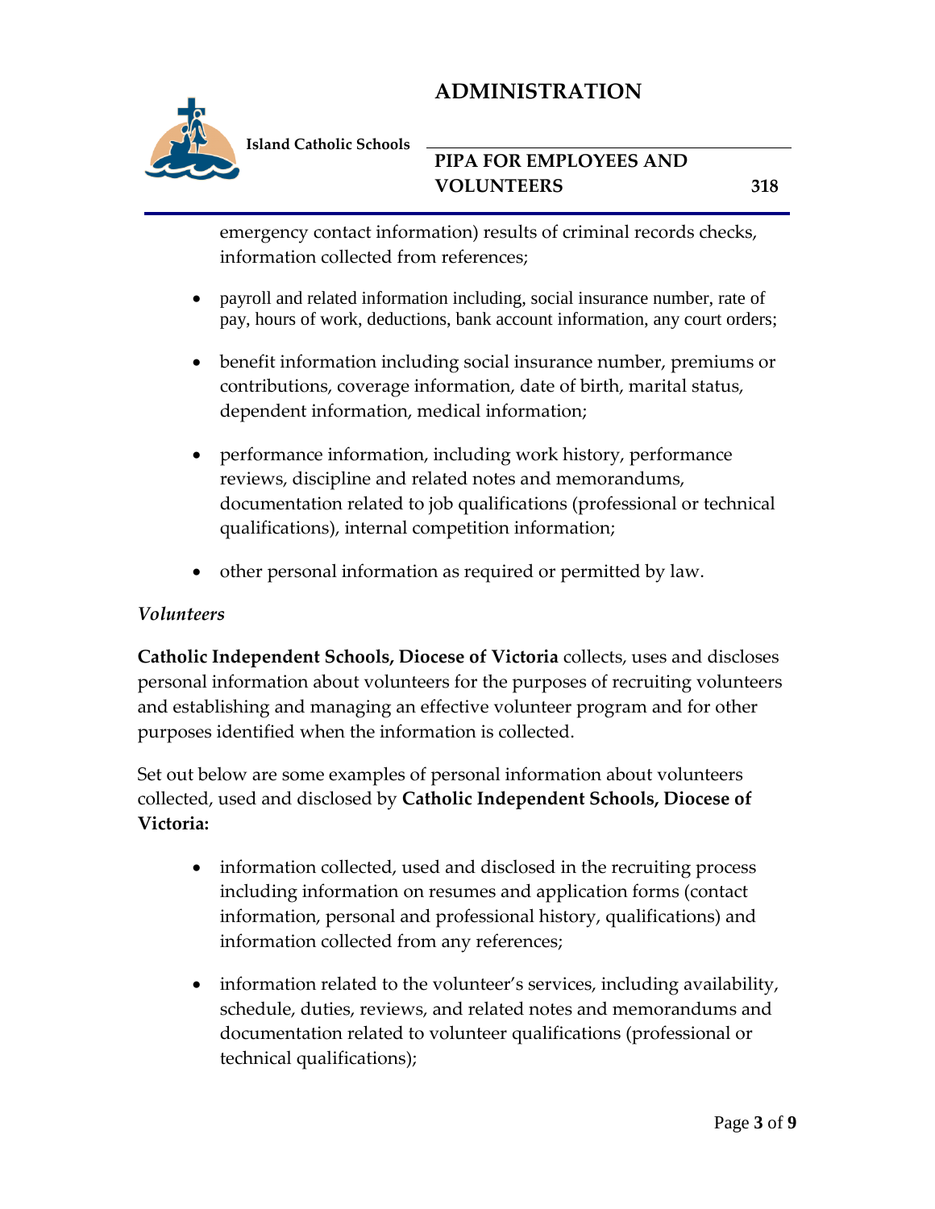emergency contact information) results of criminal records checks, information collected from references;

- payroll and related information including, social insurance number, rate of pay, hours of work, deductions, bank account information, any court orders;
- benefit information including social insurance number, premiums or contributions, coverage information, date of birth, marital status, dependent information, medical information;
- performance information, including work history, performance reviews, discipline and related notes and memorandums, documentation related to job qualifications (professional or technical qualifications), internal competition information;
- other personal information as required or permitted by law.

*Volunteers*

**Catholic Independent Schools, Diocese of Victoria** collects, uses and discloses personal information about volunteers for the purposes of recruiting volunteers and establishing and managing an effective volunteer program and for other purposes identified when the information is collected.

Set out below are some examples of personal information about volunteers collected, used and disclosed by **Catholic Independent Schools, Diocese of Victoria:**

- information collected, used and disclosed in the recruiting process including information on resumes and application forms (contact information, personal and professional history, qualifications) and information collected from any references;
- information related to the volunteer's services, including availability, schedule, duties, reviews, and related notes and memorandums and documentation related to volunteer qualifications (professional or technical qualifications);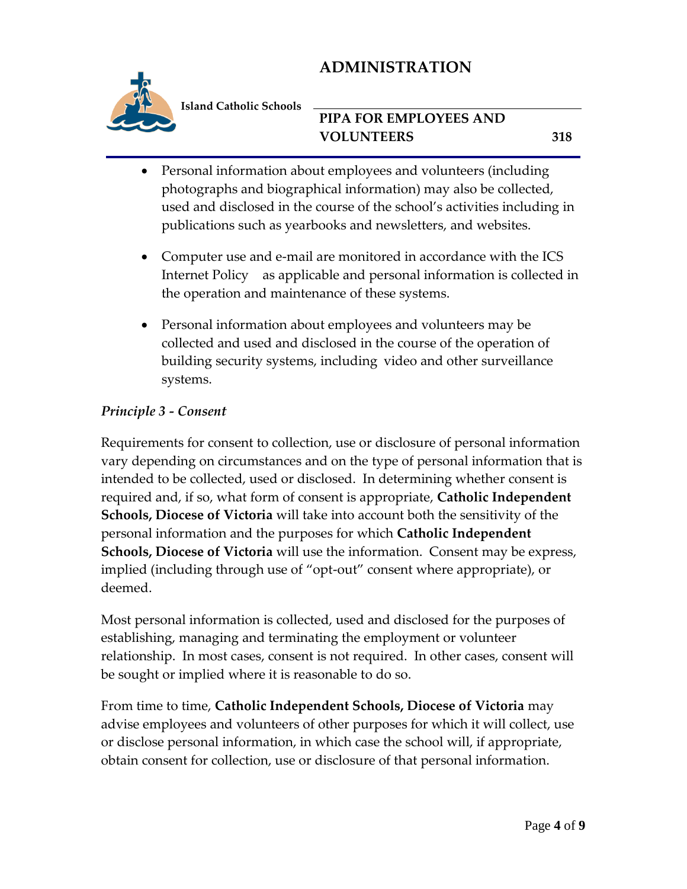- Personal information about employees and volunteers (including photographs and biographical information) may also be collected, used and disclosed in the course of the school's activities including in publications such as yearbooks and newsletters, and websites.

- Computer use and e-mail are monitored in accordance with the ICS Internet Policy as applicable and personal information is collected in the operation and maintenance of these systems.

- Personal information about employees and volunteers may be collected and used and disclosed in the course of the operation of building security systems, including video and other surveillance systems.

*Principle 3 - Consent*

Requirements for consent to collection, use or disclosure of personal information vary depending on circumstances and on the type of personal information that is intended to be collected, used or disclosed. In determining whether consent is required and, if so, what form of consent is appropriate, **Catholic Independent Schools, Diocese of Victoria** will take into account both the sensitivity of the personal information and the purposes for which **Catholic Independent Schools, Diocese of Victoria** will use the information. Consent may be express, implied (including through use of "opt-out" consent where appropriate), or deemed.

Most personal information is collected, used and disclosed for the purposes of establishing, managing and terminating the employment or volunteer relationship. In most cases, consent is not required. In other cases, consent will be sought or implied where it is reasonable to do so.

From time to time, **Catholic Independent Schools, Diocese of Victoria** may advise employees and volunteers of other purposes for which it will collect, use or disclose personal information, in which case the school will, if appropriate, obtain consent for collection, use or disclosure of that personal information.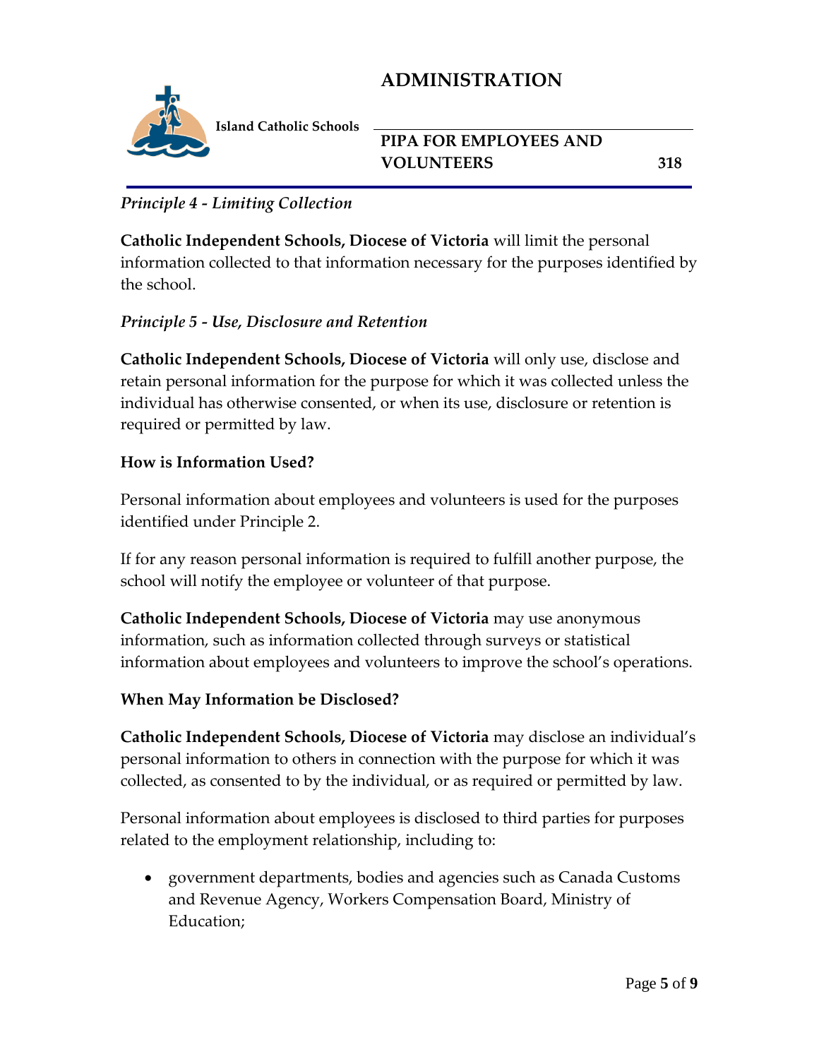*Principle 4 - Limiting Collection*

**Catholic Independent Schools, Diocese of Victoria** will limit the personal information collected to that information necessary for the purposes identified by the school.

*Principle 5 - Use, Disclosure and Retention*

**Catholic Independent Schools, Diocese of Victoria** will only use, disclose and retain personal information for the purpose for which it was collected unless the individual has otherwise consented, or when its use, disclosure or retention is required or permitted by law.

**How is Information Used?**

Personal information about employees and volunteers is used for the purposes identified under Principle 2.

If for any reason personal information is required to fulfill another purpose, the school will notify the employee or volunteer of that purpose.

**Catholic Independent Schools, Diocese of Victoria** may use anonymous information, such as information collected through surveys or statistical information about employees and volunteers to improve the school's operations.

**When May Information be Disclosed?**

**Catholic Independent Schools, Diocese of Victoria** may disclose an individual's personal information to others in connection with the purpose for which it was collected, as consented to by the individual, or as required or permitted by law.

Personal information about employees is disclosed to third parties for purposes related to the employment relationship, including to:

- government departments, bodies and agencies such as Canada Customs and Revenue Agency, Workers Compensation Board, Ministry of Education;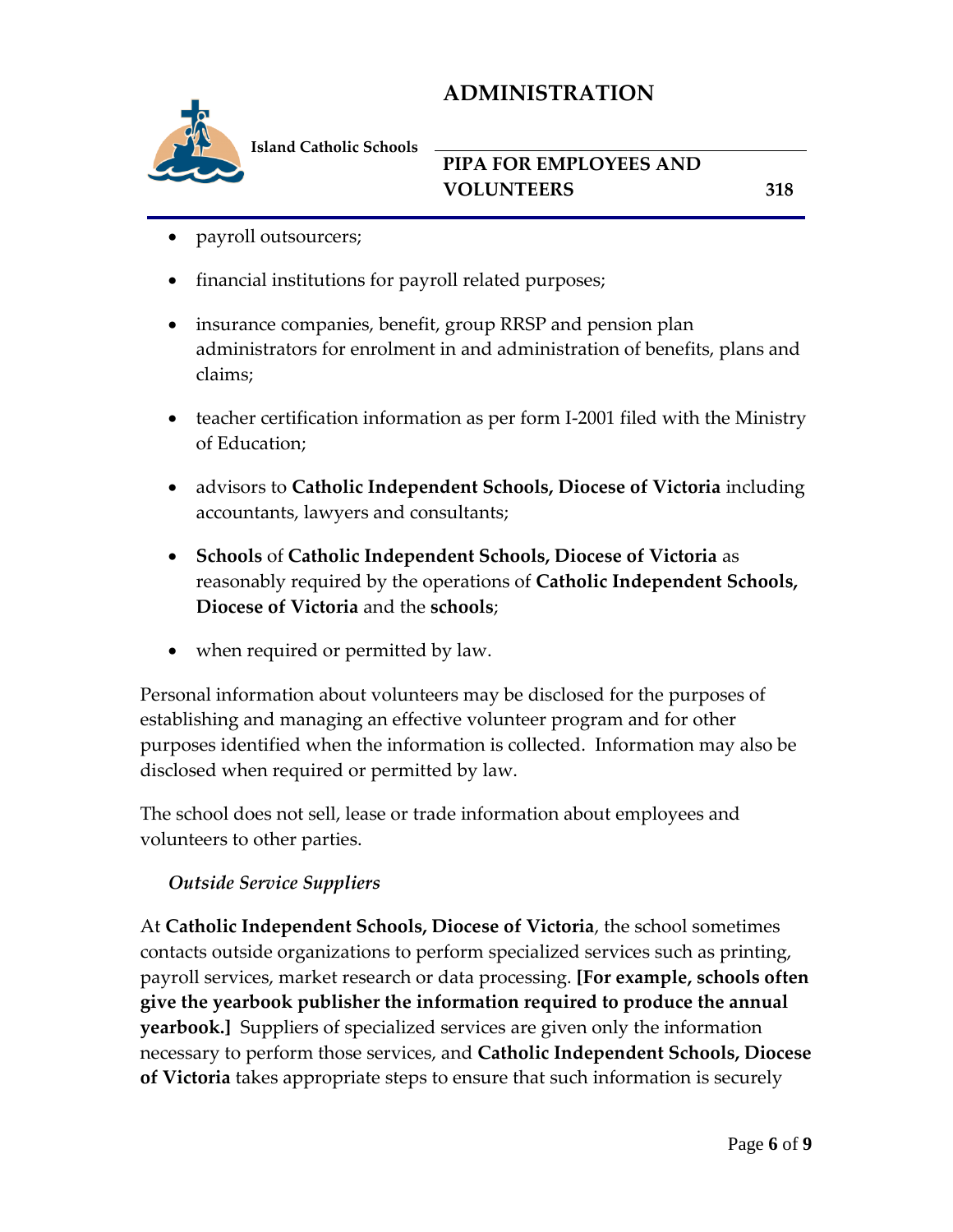- payroll outsourcers;
- financial institutions for payroll related purposes;
- insurance companies, benefit, group RRSP and pension plan administrators for enrolment in and administration of benefits, plans and claims;
- teacher certification information as per form I-2001 filed with the Ministry of Education;
- advisors to **Catholic Independent Schools, Diocese of Victoria** including accountants, lawyers and consultants;
- **Schools** of **Catholic Independent Schools, Diocese of Victoria** as reasonably required by the operations of **Catholic Independent Schools, Diocese of Victoria** and the **schools**;
- when required or permitted by law.

Personal information about volunteers may be disclosed for the purposes of establishing and managing an effective volunteer program and for other purposes identified when the information is collected. Information may also be disclosed when required or permitted by law.

The school does not sell, lease or trade information about employees and volunteers to other parties.

*Outside Service Suppliers*

At **Catholic Independent Schools, Diocese of Victoria**, the school sometimes contacts outside organizations to perform specialized services such as printing, payroll services, market research or data processing. **[For example, schools often give the yearbook publisher the information required to produce the annual yearbook.]** Suppliers of specialized services are given only the information necessary to perform those services, and **Catholic Independent Schools, Diocese of Victoria** takes appropriate steps to ensure that such information is securely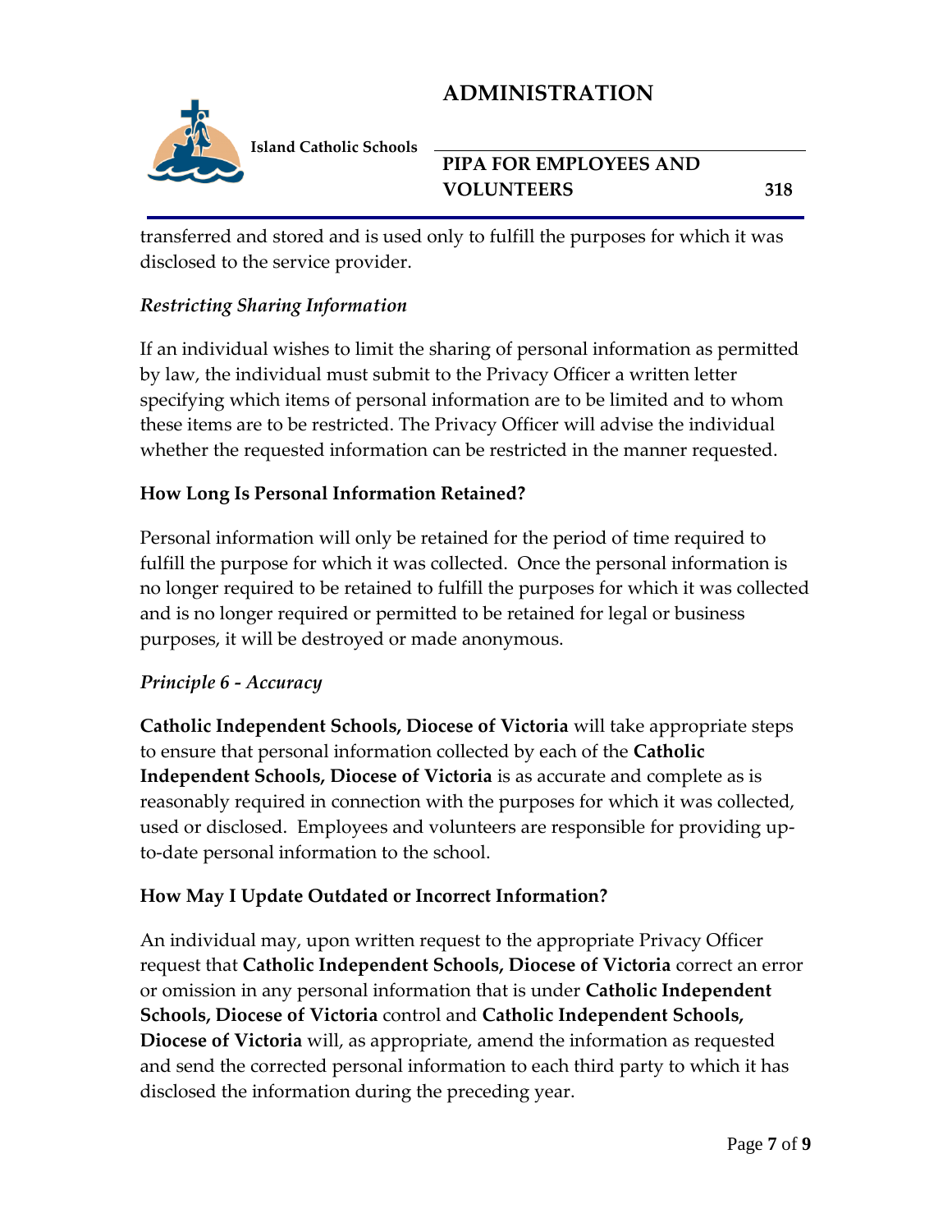transferred and stored and is used only to fulfill the purposes for which it was disclosed to the service provider.

### *Restricting Sharing Information*

If an individual wishes to limit the sharing of personal information as permitted by law, the individual must submit to the Privacy Officer a written letter specifying which items of personal information are to be limited and to whom these items are to be restricted. The Privacy Officer will advise the individual whether the requested information can be restricted in the manner requested.

### **How Long Is Personal Information Retained?**

Personal information will only be retained for the period of time required to fulfill the purpose for which it was collected. Once the personal information is no longer required to be retained to fulfill the purposes for which it was collected and is no longer required or permitted to be retained for legal or business purposes, it will be destroyed or made anonymous.

### *Principle 6 - Accuracy*

**Catholic Independent Schools, Diocese of Victoria** will take appropriate steps to ensure that personal information collected by each of the **Catholic Independent Schools, Diocese of Victoria** is as accurate and complete as is reasonably required in connection with the purposes for which it was collected, used or disclosed. Employees and volunteers are responsible for providing up-to-date personal information to the school.

### **How May I Update Outdated or Incorrect Information?**

An individual may, upon written request to the appropriate Privacy Officer request that **Catholic Independent Schools, Diocese of Victoria** correct an error or omission in any personal information that is under **Catholic Independent Schools, Diocese of Victoria** control and **Catholic Independent Schools, Diocese of Victoria** will, as appropriate, amend the information as requested and send the corrected personal information to each third party to which it has disclosed the information during the preceding year.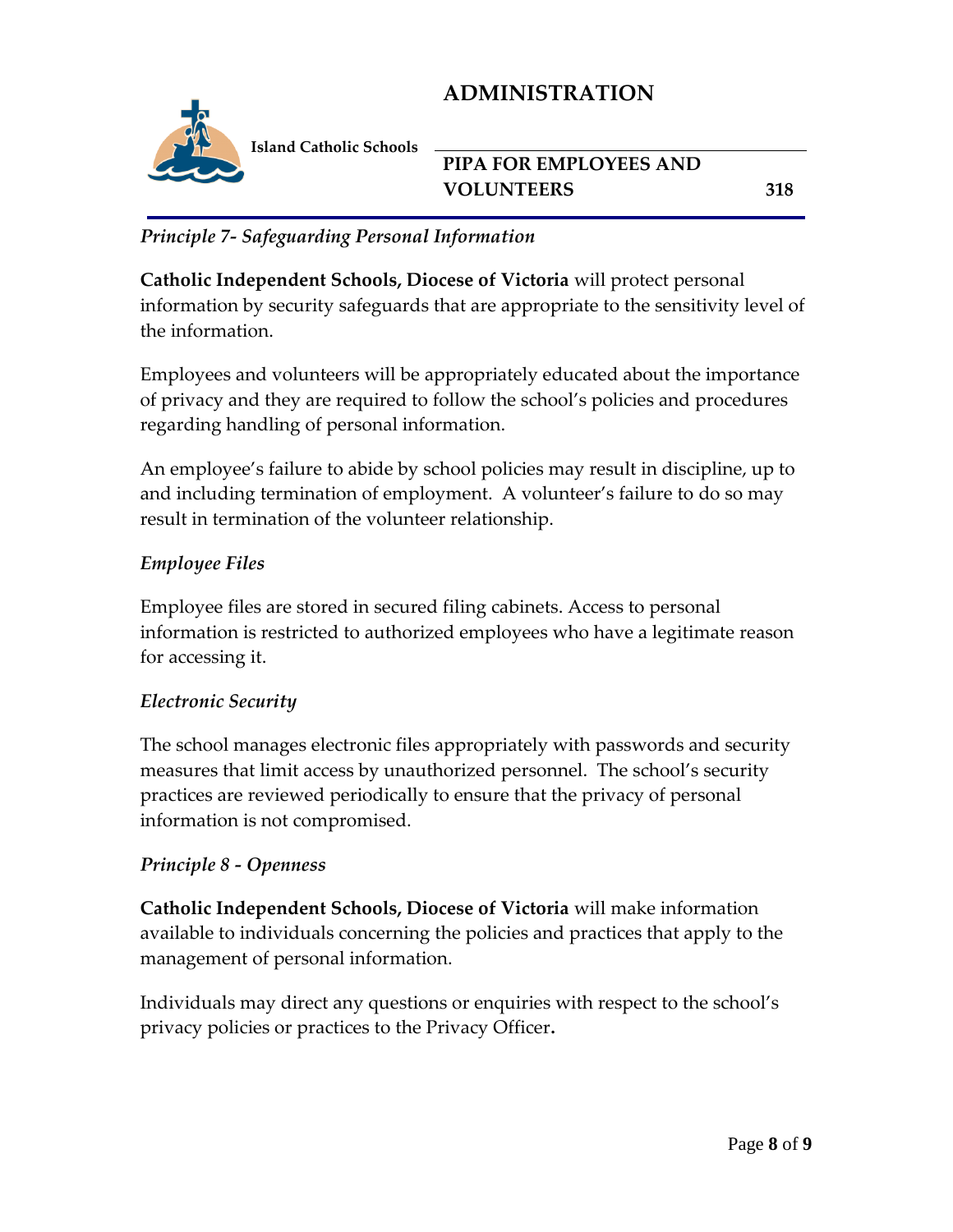*Principle 7- Safeguarding Personal Information*

**Catholic Independent Schools, Diocese of Victoria** will protect personal information by security safeguards that are appropriate to the sensitivity level of the information.

Employees and volunteers will be appropriately educated about the importance of privacy and they are required to follow the school's policies and procedures regarding handling of personal information.

An employee's failure to abide by school policies may result in discipline, up to and including termination of employment. A volunteer's failure to do so may result in termination of the volunteer relationship.

*Employee Files*

Employee files are stored in secured filing cabinets. Access to personal information is restricted to authorized employees who have a legitimate reason for accessing it.

*Electronic Security*

The school manages electronic files appropriately with passwords and security measures that limit access by unauthorized personnel. The school's security practices are reviewed periodically to ensure that the privacy of personal information is not compromised.

*Principle 8 - Openness*

**Catholic Independent Schools, Diocese of Victoria** will make information available to individuals concerning the policies and practices that apply to the management of personal information.

Individuals may direct any questions or enquiries with respect to the school's privacy policies or practices to the Privacy Officer**.**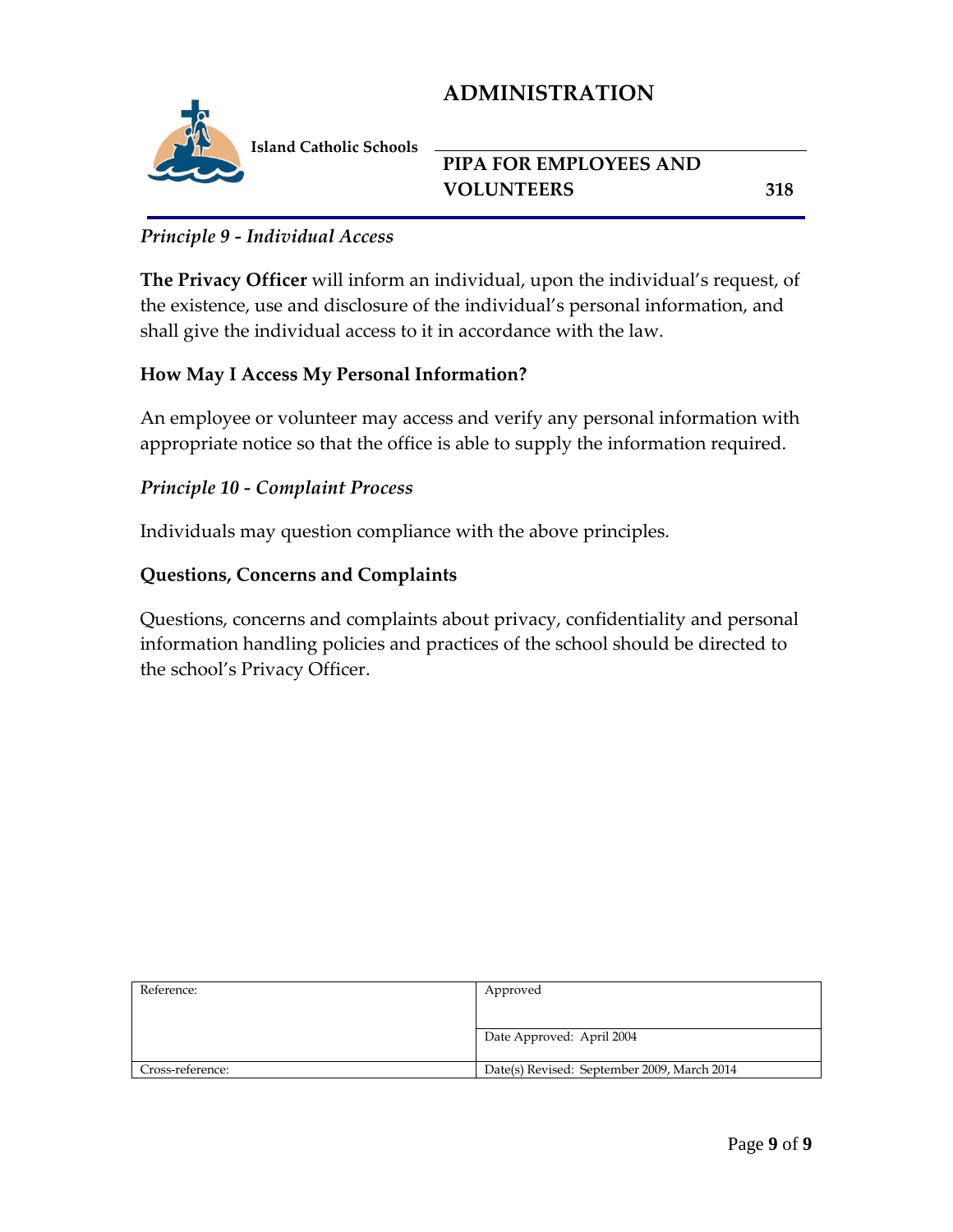*Principle 9 - Individual Access*

**The Privacy Officer** will inform an individual, upon the individual's request, of the existence, use and disclosure of the individual's personal information, and shall give the individual access to it in accordance with the law.

**How May I Access My Personal Information?**

An employee or volunteer may access and verify any personal information with appropriate notice so that the office is able to supply the information required.

*Principle 10 - Complaint Process*

Individuals may question compliance with the above principles.

**Questions, Concerns and Complaints**

Questions, concerns and complaints about privacy, confidentiality and personal information handling policies and practices of the school should be directed to the school's Privacy Officer.

| | |
|---|---|
| Reference: | Approved |
| | Date Approved: April 2004 |
| Cross-reference: | Date(s) Revised: September 2009, March 2014 |